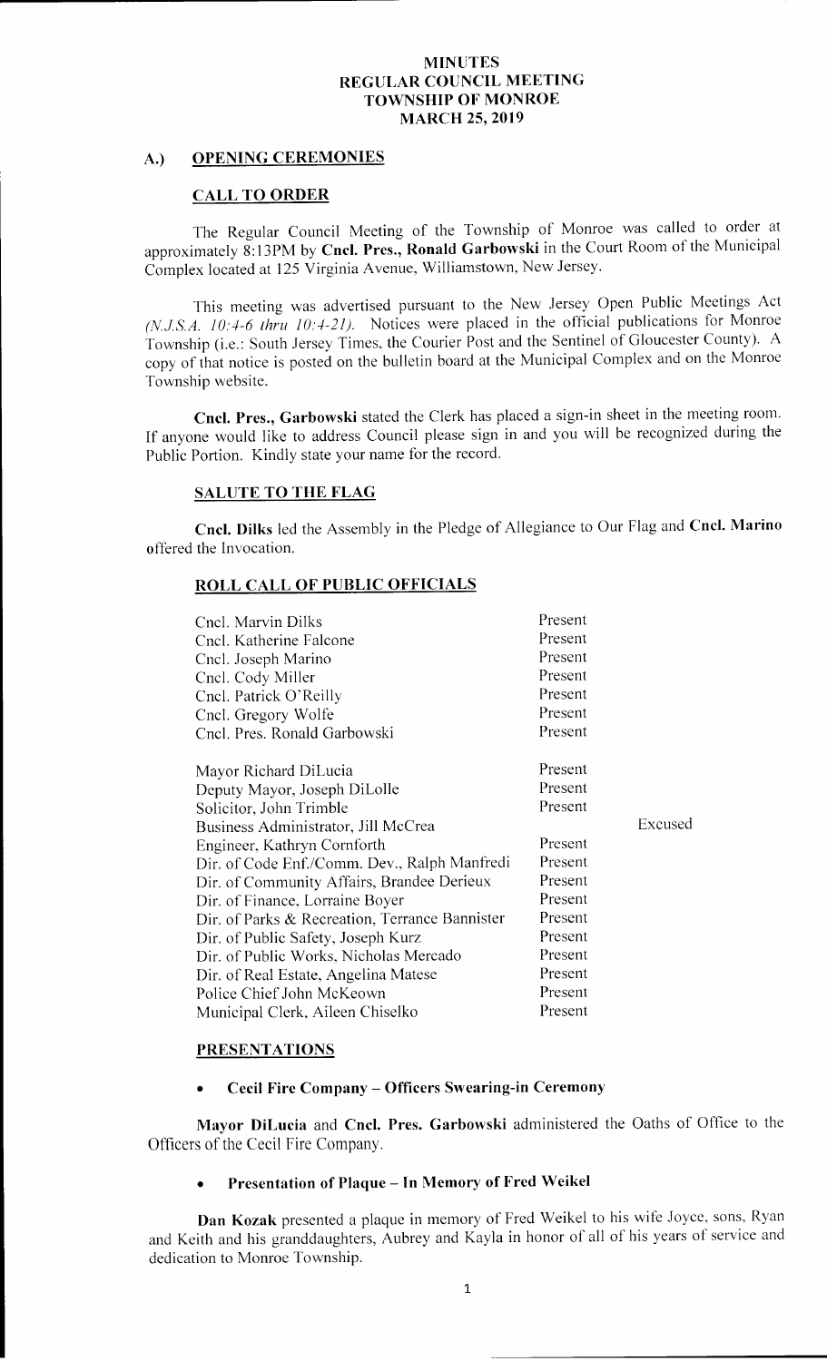# MINUTES
# REGULAR COUNCIL MEETING
# TOWNSHIP OF MONROE
# MARCH 25, 2019

## A.) OPENING CEREMONIES

### CALL TO ORDER

The Regular Council Meeting of the Township of Monroe was called to order at approximately 8:13PM by **Cncl. Pres., Ronald Garbowski** in the Court Room of the Municipal Complex located at 125 Virginia Avenue, Williamstown, New Jersey.

This meeting was advertised pursuant to the New Jersey Open Public Meetings Act *(N.J.S.A. 10:4-6 thru 10:4-21)*. Notices were placed in the official publications for Monroe Township (i.e.: South Jersey Times, the Courier Post and the Sentinel of Gloucester County). A copy of that notice is posted on the bulletin board at the Municipal Complex and on the Monroe Township website.

**Cncl. Pres., Garbowski** stated the Clerk has placed a sign-in sheet in the meeting room. If anyone would like to address Council please sign in and you will be recognized during the Public Portion. Kindly state your name for the record.

### SALUTE TO THE FLAG

**Cncl. Dilks** led the Assembly in the Pledge of Allegiance to Our Flag and **Cncl. Marino** offered the Invocation.

### ROLL CALL OF PUBLIC OFFICIALS

| | | |
|---|---|---|
| Cncl. Marvin Dilks | Present | |
| Cncl. Katherine Falcone | Present | |
| Cncl. Joseph Marino | Present | |
| Cncl. Cody Miller | Present | |
| Cncl. Patrick O'Reilly | Present | |
| Cncl. Gregory Wolfe | Present | |
| Cncl. Pres. Ronald Garbowski | Present | |
| Mayor Richard DiLucia | Present | |
| Deputy Mayor, Joseph DiLolle | Present | |
| Solicitor, John Trimble | Present | |
| Business Administrator, Jill McCrea | | Excused |
| Engineer, Kathryn Cornforth | Present | |
| Dir. of Code Enf./Comm. Dev., Ralph Manfredi | Present | |
| Dir. of Community Affairs, Brandee Derieux | Present | |
| Dir. of Finance, Lorraine Boyer | Present | |
| Dir. of Parks & Recreation, Terrance Bannister | Present | |
| Dir. of Public Safety, Joseph Kurz | Present | |
| Dir. of Public Works, Nicholas Mercado | Present | |
| Dir. of Real Estate, Angelina Matese | Present | |
| Police Chief John McKeown | Present | |
| Municipal Clerk, Aileen Chiselko | Present | |

### PRESENTATIONS

- **Cecil Fire Company – Officers Swearing-in Ceremony**

**Mayor DiLucia** and **Cncl. Pres. Garbowski** administered the Oaths of Office to the Officers of the Cecil Fire Company.

- **Presentation of Plaque – In Memory of Fred Weikel**

**Dan Kozak** presented a plaque in memory of Fred Weikel to his wife Joyce, sons, Ryan and Keith and his granddaughters, Aubrey and Kayla in honor of all of his years of service and dedication to Monroe Township.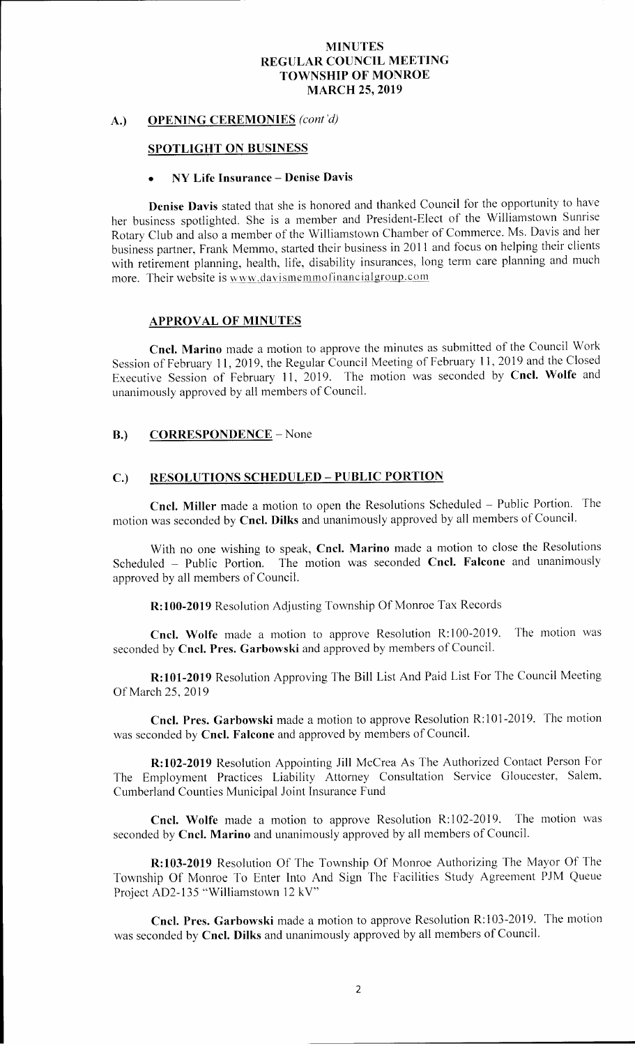**MINUTES**
**REGULAR COUNCIL MEETING**
**TOWNSHIP OF MONROE**
**MARCH 25, 2019**

## A.) OPENING CEREMONIES *(cont'd)*

### SPOTLIGHT ON BUSINESS

- **NY Life Insurance – Denise Davis**

**Denise Davis** stated that she is honored and thanked Council for the opportunity to have her business spotlighted. She is a member and President-Elect of the Williamstown Sunrise Rotary Club and also a member of the Williamstown Chamber of Commerce. Ms. Davis and her business partner, Frank Memmo, started their business in 2011 and focus on helping their clients with retirement planning, health, life, disability insurances, long term care planning and much more. Their website is www.davismemmofinancialgroup.com

### APPROVAL OF MINUTES

**Cncl. Marino** made a motion to approve the minutes as submitted of the Council Work Session of February 11, 2019, the Regular Council Meeting of February 11, 2019 and the Closed Executive Session of February 11, 2019. The motion was seconded by **Cncl. Wolfe** and unanimously approved by all members of Council.

## B.) CORRESPONDENCE – None

## C.) RESOLUTIONS SCHEDULED – PUBLIC PORTION

**Cncl. Miller** made a motion to open the Resolutions Scheduled – Public Portion. The motion was seconded by **Cncl. Dilks** and unanimously approved by all members of Council.

With no one wishing to speak, **Cncl. Marino** made a motion to close the Resolutions Scheduled – Public Portion. The motion was seconded **Cncl. Falcone** and unanimously approved by all members of Council.

**R:100-2019** Resolution Adjusting Township Of Monroe Tax Records

**Cncl. Wolfe** made a motion to approve Resolution R:100-2019. The motion was seconded by **Cncl. Pres. Garbowski** and approved by members of Council.

**R:101-2019** Resolution Approving The Bill List And Paid List For The Council Meeting Of March 25, 2019

**Cncl. Pres. Garbowski** made a motion to approve Resolution R:101-2019. The motion was seconded by **Cncl. Falcone** and approved by members of Council.

**R:102-2019** Resolution Appointing Jill McCrea As The Authorized Contact Person For The Employment Practices Liability Attorney Consultation Service Gloucester, Salem, Cumberland Counties Municipal Joint Insurance Fund

**Cncl. Wolfe** made a motion to approve Resolution R:102-2019. The motion was seconded by **Cncl. Marino** and unanimously approved by all members of Council.

**R:103-2019** Resolution Of The Township Of Monroe Authorizing The Mayor Of The Township Of Monroe To Enter Into And Sign The Facilities Study Agreement PJM Queue Project AD2-135 "Williamstown 12 kV"

**Cncl. Pres. Garbowski** made a motion to approve Resolution R:103-2019. The motion was seconded by **Cncl. Dilks** and unanimously approved by all members of Council.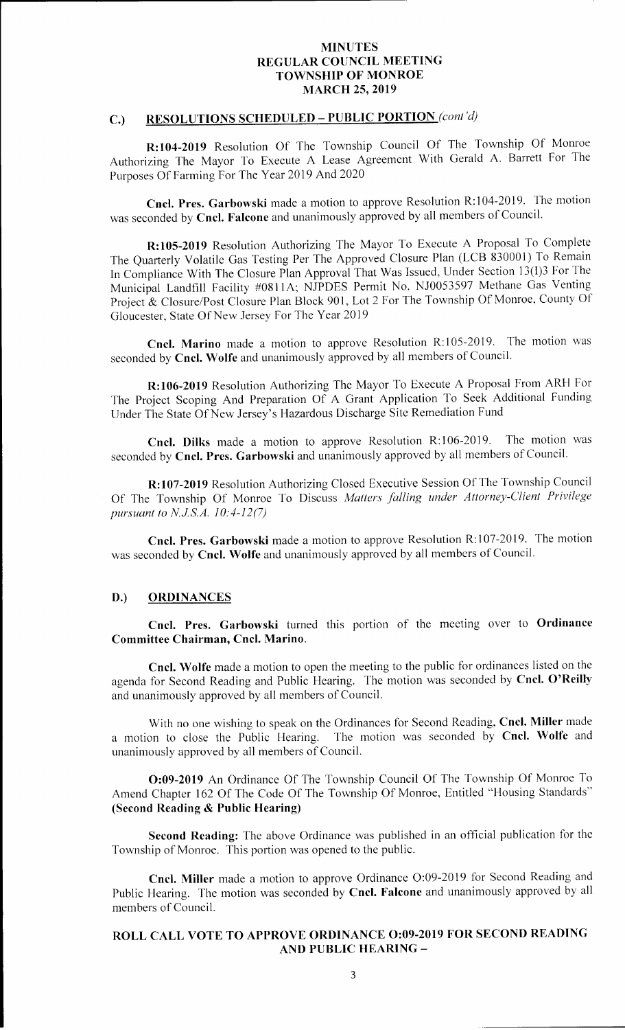# MINUTES
## REGULAR COUNCIL MEETING
## TOWNSHIP OF MONROE
## MARCH 25, 2019

### C.) RESOLUTIONS SCHEDULED – PUBLIC PORTION *(cont'd)*

**R:104-2019** Resolution Of The Township Council Of The Township Of Monroe Authorizing The Mayor To Execute A Lease Agreement With Gerald A. Barrett For The Purposes Of Farming For The Year 2019 And 2020

**Cncl. Pres. Garbowski** made a motion to approve Resolution R:104-2019. The motion was seconded by **Cncl. Falcone** and unanimously approved by all members of Council.

**R:105-2019** Resolution Authorizing The Mayor To Execute A Proposal To Complete The Quarterly Volatile Gas Testing Per The Approved Closure Plan (LCB 830001) To Remain In Compliance With The Closure Plan Approval That Was Issued, Under Section 13(I)3 For The Municipal Landfill Facility #0811A; NJPDES Permit No. NJ0053597 Methane Gas Venting Project & Closure/Post Closure Plan Block 901, Lot 2 For The Township Of Monroe, County Of Gloucester, State Of New Jersey For The Year 2019

**Cncl. Marino** made a motion to approve Resolution R:105-2019. The motion was seconded by **Cncl. Wolfe** and unanimously approved by all members of Council.

**R:106-2019** Resolution Authorizing The Mayor To Execute A Proposal From ARH For The Project Scoping And Preparation Of A Grant Application To Seek Additional Funding Under The State Of New Jersey's Hazardous Discharge Site Remediation Fund

**Cncl. Dilks** made a motion to approve Resolution R:106-2019. The motion was seconded by **Cncl. Pres. Garbowski** and unanimously approved by all members of Council.

**R:107-2019** Resolution Authorizing Closed Executive Session Of The Township Council Of The Township Of Monroe To Discuss *Matters falling under Attorney-Client Privilege pursuant to N.J.S.A. 10:4-12(7)*

**Cncl. Pres. Garbowski** made a motion to approve Resolution R:107-2019. The motion was seconded by **Cncl. Wolfe** and unanimously approved by all members of Council.

### D.) ORDINANCES

**Cncl. Pres. Garbowski** turned this portion of the meeting over to **Ordinance Committee Chairman, Cncl. Marino**.

**Cncl. Wolfe** made a motion to open the meeting to the public for ordinances listed on the agenda for Second Reading and Public Hearing. The motion was seconded by **Cncl. O'Reilly** and unanimously approved by all members of Council.

With no one wishing to speak on the Ordinances for Second Reading, **Cncl. Miller** made a motion to close the Public Hearing. The motion was seconded by **Cncl. Wolfe** and unanimously approved by all members of Council.

**O:09-2019** An Ordinance Of The Township Council Of The Township Of Monroe To Amend Chapter 162 Of The Code Of The Township Of Monroe, Entitled "Housing Standards" **(Second Reading & Public Hearing)**

**Second Reading:** The above Ordinance was published in an official publication for the Township of Monroe. This portion was opened to the public.

**Cncl. Miller** made a motion to approve Ordinance O:09-2019 for Second Reading and Public Hearing. The motion was seconded by **Cncl. Falcone** and unanimously approved by all members of Council.

**ROLL CALL VOTE TO APPROVE ORDINANCE O:09-2019 FOR SECOND READING AND PUBLIC HEARING –**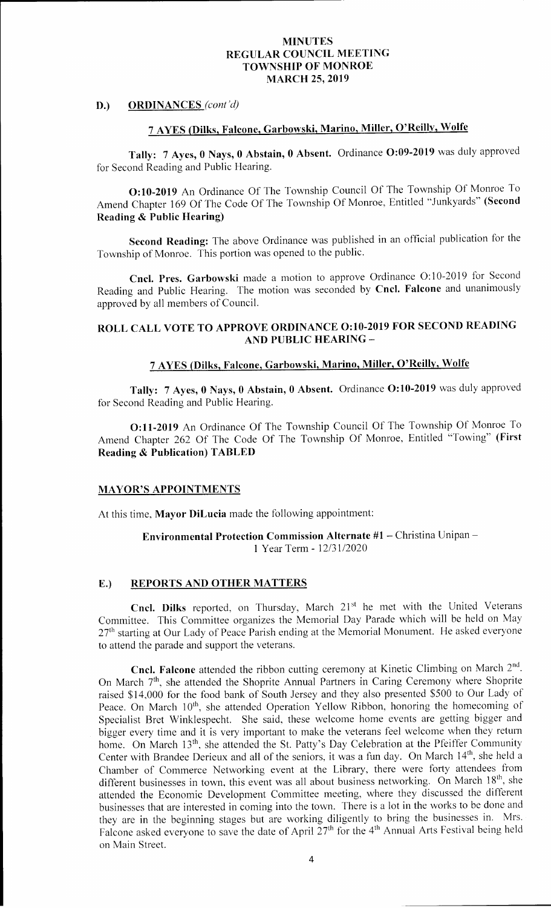**MINUTES**
**REGULAR COUNCIL MEETING**
**TOWNSHIP OF MONROE**
**MARCH 25, 2019**

## D.) ORDINANCES *(cont'd)*

**7 AYES (Dilks, Falcone, Garbowski, Marino, Miller, O'Reilly, Wolfe**

**Tally: 7 Ayes, 0 Nays, 0 Abstain, 0 Absent.** Ordinance **O:09-2019** was duly approved for Second Reading and Public Hearing.

**O:10-2019** An Ordinance Of The Township Council Of The Township Of Monroe To Amend Chapter 169 Of The Code Of The Township Of Monroe, Entitled "Junkyards" **(Second Reading & Public Hearing)**

**Second Reading:** The above Ordinance was published in an official publication for the Township of Monroe. This portion was opened to the public.

**Cncl. Pres. Garbowski** made a motion to approve Ordinance O:10-2019 for Second Reading and Public Hearing. The motion was seconded by **Cncl. Falcone** and unanimously approved by all members of Council.

**ROLL CALL VOTE TO APPROVE ORDINANCE O:10-2019 FOR SECOND READING AND PUBLIC HEARING –**

**7 AYES (Dilks, Falcone, Garbowski, Marino, Miller, O'Reilly, Wolfe**

**Tally: 7 Ayes, 0 Nays, 0 Abstain, 0 Absent.** Ordinance **O:10-2019** was duly approved for Second Reading and Public Hearing.

**O:11-2019** An Ordinance Of The Township Council Of The Township Of Monroe To Amend Chapter 262 Of The Code Of The Township Of Monroe, Entitled "Towing" **(First Reading & Publication) TABLED**

## MAYOR'S APPOINTMENTS

At this time, **Mayor DiLucia** made the following appointment:

**Environmental Protection Commission Alternate #1** – Christina Unipan –
1 Year Term - 12/31/2020

## E.) REPORTS AND OTHER MATTERS

**Cncl. Dilks** reported, on Thursday, March 21st he met with the United Veterans Committee. This Committee organizes the Memorial Day Parade which will be held on May 27th starting at Our Lady of Peace Parish ending at the Memorial Monument. He asked everyone to attend the parade and support the veterans.

**Cncl. Falcone** attended the ribbon cutting ceremony at Kinetic Climbing on March 2nd. On March 7th, she attended the Shoprite Annual Partners in Caring Ceremony where Shoprite raised $14,000 for the food bank of South Jersey and they also presented $500 to Our Lady of Peace. On March 10th, she attended Operation Yellow Ribbon, honoring the homecoming of Specialist Bret Winklespecht. She said, these welcome home events are getting bigger and bigger every time and it is very important to make the veterans feel welcome when they return home. On March 13th, she attended the St. Patty's Day Celebration at the Pfeiffer Community Center with Brandee Derieux and all of the seniors, it was a fun day. On March 14th, she held a Chamber of Commerce Networking event at the Library, there were forty attendees from different businesses in town, this event was all about business networking. On March 18th, she attended the Economic Development Committee meeting, where they discussed the different businesses that are interested in coming into the town. There is a lot in the works to be done and they are in the beginning stages but are working diligently to bring the businesses in. Mrs. Falcone asked everyone to save the date of April 27th for the 4th Annual Arts Festival being held on Main Street.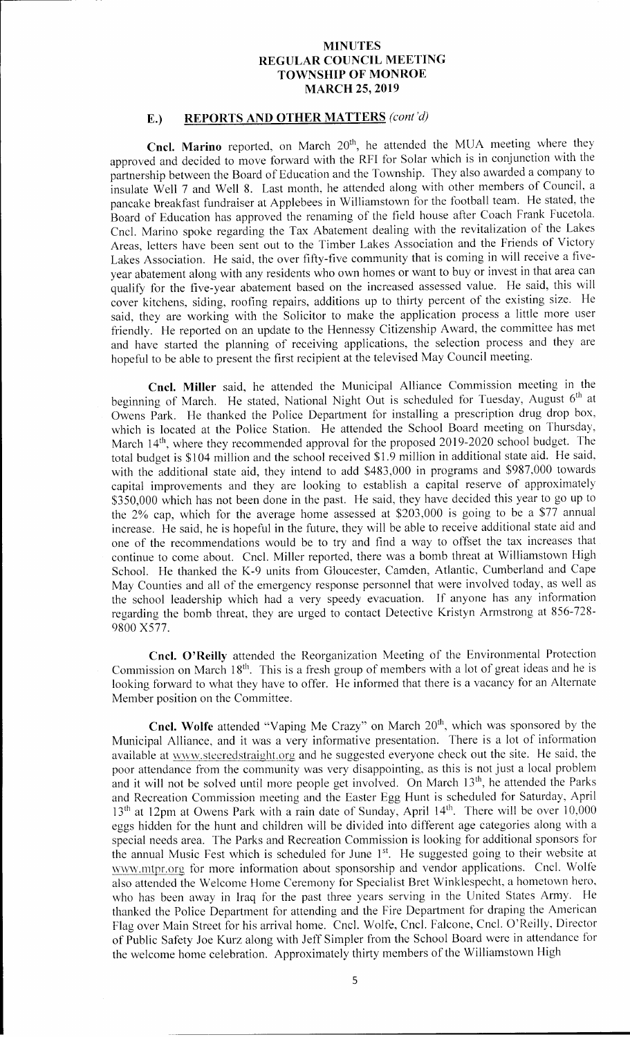# MINUTES
# REGULAR COUNCIL MEETING
# TOWNSHIP OF MONROE
# MARCH 25, 2019

## E.) REPORTS AND OTHER MATTERS *(cont'd)*

**Cncl. Marino** reported, on March 20th, he attended the MUA meeting where they approved and decided to move forward with the RFI for Solar which is in conjunction with the partnership between the Board of Education and the Township. They also awarded a company to insulate Well 7 and Well 8. Last month, he attended along with other members of Council, a pancake breakfast fundraiser at Applebees in Williamstown for the football team. He stated, the Board of Education has approved the renaming of the field house after Coach Frank Fucetola. Cncl. Marino spoke regarding the Tax Abatement dealing with the revitalization of the Lakes Areas, letters have been sent out to the Timber Lakes Association and the Friends of Victory Lakes Association. He said, the over fifty-five community that is coming in will receive a five-year abatement along with any residents who own homes or want to buy or invest in that area can qualify for the five-year abatement based on the increased assessed value. He said, this will cover kitchens, siding, roofing repairs, additions up to thirty percent of the existing size. He said, they are working with the Solicitor to make the application process a little more user friendly. He reported on an update to the Hennessy Citizenship Award, the committee has met and have started the planning of receiving applications, the selection process and they are hopeful to be able to present the first recipient at the televised May Council meeting.

**Cncl. Miller** said, he attended the Municipal Alliance Commission meeting in the beginning of March. He stated, National Night Out is scheduled for Tuesday, August 6th at Owens Park. He thanked the Police Department for installing a prescription drug drop box, which is located at the Police Station. He attended the School Board meeting on Thursday, March 14th, where they recommended approval for the proposed 2019-2020 school budget. The total budget is $104 million and the school received $1.9 million in additional state aid. He said, with the additional state aid, they intend to add $483,000 in programs and $987,000 towards capital improvements and they are looking to establish a capital reserve of approximately $350,000 which has not been done in the past. He said, they have decided this year to go up to the 2% cap, which for the average home assessed at $203,000 is going to be a $77 annual increase. He said, he is hopeful in the future, they will be able to receive additional state aid and one of the recommendations would be to try and find a way to offset the tax increases that continue to come about. Cncl. Miller reported, there was a bomb threat at Williamstown High School. He thanked the K-9 units from Gloucester, Camden, Atlantic, Cumberland and Cape May Counties and all of the emergency response personnel that were involved today, as well as the school leadership which had a very speedy evacuation. If anyone has any information regarding the bomb threat, they are urged to contact Detective Kristyn Armstrong at 856-728-9800 X577.

**Cncl. O'Reilly** attended the Reorganization Meeting of the Environmental Protection Commission on March 18th. This is a fresh group of members with a lot of great ideas and he is looking forward to what they have to offer. He informed that there is a vacancy for an Alternate Member position on the Committee.

**Cncl. Wolfe** attended "Vaping Me Crazy" on March 20th, which was sponsored by the Municipal Alliance, and it was a very informative presentation. There is a lot of information available at www.steeredstraight.org and he suggested everyone check out the site. He said, the poor attendance from the community was very disappointing, as this is not just a local problem and it will not be solved until more people get involved. On March 13th, he attended the Parks and Recreation Commission meeting and the Easter Egg Hunt is scheduled for Saturday, April 13th at 12pm at Owens Park with a rain date of Sunday, April 14th. There will be over 10,000 eggs hidden for the hunt and children will be divided into different age categories along with a special needs area. The Parks and Recreation Commission is looking for additional sponsors for the annual Music Fest which is scheduled for June 1st. He suggested going to their website at www.mtpr.org for more information about sponsorship and vendor applications. Cncl. Wolfe also attended the Welcome Home Ceremony for Specialist Bret Winklespecht, a hometown hero, who has been away in Iraq for the past three years serving in the United States Army. He thanked the Police Department for attending and the Fire Department for draping the American Flag over Main Street for his arrival home. Cncl. Wolfe, Cncl. Falcone, Cncl. O'Reilly, Director of Public Safety Joe Kurz along with Jeff Simpler from the School Board were in attendance for the welcome home celebration. Approximately thirty members of the Williamstown High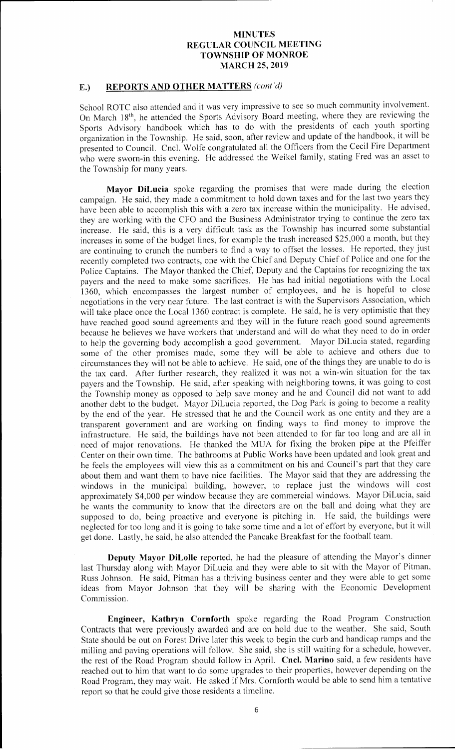## E.) REPORTS AND OTHER MATTERS *(cont'd)*

School ROTC also attended and it was very impressive to see so much community involvement. On March 18th, he attended the Sports Advisory Board meeting, where they are reviewing the Sports Advisory handbook which has to do with the presidents of each youth sporting organization in the Township. He said, soon, after review and update of the handbook, it will be presented to Council. Cncl. Wolfe congratulated all the Officers from the Cecil Fire Department who were sworn-in this evening. He addressed the Weikel family, stating Fred was an asset to the Township for many years.

**Mayor DiLucia** spoke regarding the promises that were made during the election campaign. He said, they made a commitment to hold down taxes and for the last two years they have been able to accomplish this with a zero tax increase within the municipality. He advised, they are working with the CFO and the Business Administrator trying to continue the zero tax increase. He said, this is a very difficult task as the Township has incurred some substantial increases in some of the budget lines, for example the trash increased $25,000 a month, but they are continuing to crunch the numbers to find a way to offset the losses. He reported, they just recently completed two contracts, one with the Chief and Deputy Chief of Police and one for the Police Captains. The Mayor thanked the Chief, Deputy and the Captains for recognizing the tax payers and the need to make some sacrifices. He has had initial negotiations with the Local 1360, which encompasses the largest number of employees, and he is hopeful to close negotiations in the very near future. The last contract is with the Supervisors Association, which will take place once the Local 1360 contract is complete. He said, he is very optimistic that they have reached good sound agreements and they will in the future reach good sound agreements because he believes we have workers that understand and will do what they need to do in order to help the governing body accomplish a good government. Mayor DiLucia stated, regarding some of the other promises made, some they will be able to achieve and others due to circumstances they will not be able to achieve. He said, one of the things they are unable to do is the tax card. After further research, they realized it was not a win-win situation for the tax payers and the Township. He said, after speaking with neighboring towns, it was going to cost the Township money as opposed to help save money and he and Council did not want to add another debt to the budget. Mayor DiLucia reported, the Dog Park is going to become a reality by the end of the year. He stressed that he and the Council work as one entity and they are a transparent government and are working on finding ways to find money to improve the infrastructure. He said, the buildings have not been attended to for far too long and are all in need of major renovations. He thanked the MUA for fixing the broken pipe at the Pfeiffer Center on their own time. The bathrooms at Public Works have been updated and look great and he feels the employees will view this as a commitment on his and Council's part that they care about them and want them to have nice facilities. The Mayor said that they are addressing the windows in the municipal building, however, to replace just the windows will cost approximately $4,000 per window because they are commercial windows. Mayor DiLucia, said he wants the community to know that the directors are on the ball and doing what they are supposed to do, being proactive and everyone is pitching in. He said, the buildings were neglected for too long and it is going to take some time and a lot of effort by everyone, but it will get done. Lastly, he said, he also attended the Pancake Breakfast for the football team.

**Deputy Mayor DiLolle** reported, he had the pleasure of attending the Mayor's dinner last Thursday along with Mayor DiLucia and they were able to sit with the Mayor of Pitman, Russ Johnson. He said, Pitman has a thriving business center and they were able to get some ideas from Mayor Johnson that they will be sharing with the Economic Development Commission.

**Engineer, Kathryn Cornforth** spoke regarding the Road Program Construction Contracts that were previously awarded and are on hold due to the weather. She said, South State should be out on Forest Drive later this week to begin the curb and handicap ramps and the milling and paving operations will follow. She said, she is still waiting for a schedule, however, the rest of the Road Program should follow in April. **Cncl. Marino** said, a few residents have reached out to him that want to do some upgrades to their properties, however depending on the Road Program, they may wait. He asked if Mrs. Cornforth would be able to send him a tentative report so that he could give those residents a timeline.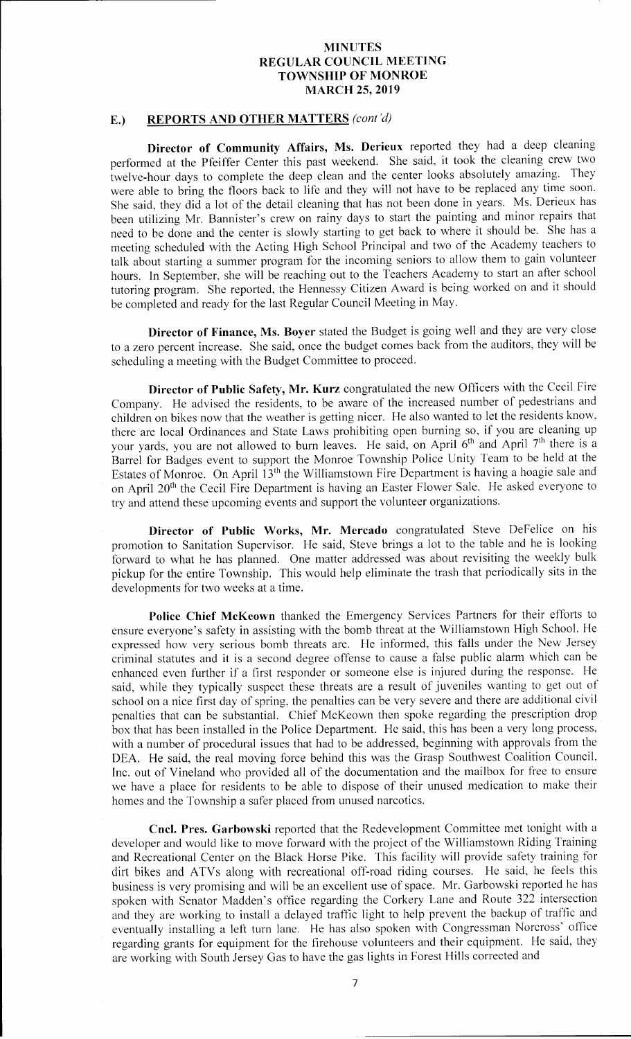# MINUTES
# REGULAR COUNCIL MEETING
# TOWNSHIP OF MONROE
# MARCH 25, 2019

## E.) REPORTS AND OTHER MATTERS *(cont'd)*

**Director of Community Affairs, Ms. Derieux** reported they had a deep cleaning performed at the Pfeiffer Center this past weekend. She said, it took the cleaning crew two twelve-hour days to complete the deep clean and the center looks absolutely amazing. They were able to bring the floors back to life and they will not have to be replaced any time soon. She said, they did a lot of the detail cleaning that has not been done in years. Ms. Derieux has been utilizing Mr. Bannister's crew on rainy days to start the painting and minor repairs that need to be done and the center is slowly starting to get back to where it should be. She has a meeting scheduled with the Acting High School Principal and two of the Academy teachers to talk about starting a summer program for the incoming seniors to allow them to gain volunteer hours. In September, she will be reaching out to the Teachers Academy to start an after school tutoring program. She reported, the Hennessy Citizen Award is being worked on and it should be completed and ready for the last Regular Council Meeting in May.

**Director of Finance, Ms. Boyer** stated the Budget is going well and they are very close to a zero percent increase. She said, once the budget comes back from the auditors, they will be scheduling a meeting with the Budget Committee to proceed.

**Director of Public Safety, Mr. Kurz** congratulated the new Officers with the Cecil Fire Company. He advised the residents, to be aware of the increased number of pedestrians and children on bikes now that the weather is getting nicer. He also wanted to let the residents know, there are local Ordinances and State Laws prohibiting open burning so, if you are cleaning up your yards, you are not allowed to burn leaves. He said, on April 6th and April 7th there is a Barrel for Badges event to support the Monroe Township Police Unity Team to be held at the Estates of Monroe. On April 13th the Williamstown Fire Department is having a hoagie sale and on April 20th the Cecil Fire Department is having an Easter Flower Sale. He asked everyone to try and attend these upcoming events and support the volunteer organizations.

**Director of Public Works, Mr. Mercado** congratulated Steve DeFelice on his promotion to Sanitation Supervisor. He said, Steve brings a lot to the table and he is looking forward to what he has planned. One matter addressed was about revisiting the weekly bulk pickup for the entire Township. This would help eliminate the trash that periodically sits in the developments for two weeks at a time.

**Police Chief McKeown** thanked the Emergency Services Partners for their efforts to ensure everyone's safety in assisting with the bomb threat at the Williamstown High School. He expressed how very serious bomb threats are. He informed, this falls under the New Jersey criminal statutes and it is a second degree offense to cause a false public alarm which can be enhanced even further if a first responder or someone else is injured during the response. He said, while they typically suspect these threats are a result of juveniles wanting to get out of school on a nice first day of spring, the penalties can be very severe and there are additional civil penalties that can be substantial. Chief McKeown then spoke regarding the prescription drop box that has been installed in the Police Department. He said, this has been a very long process, with a number of procedural issues that had to be addressed, beginning with approvals from the DEA. He said, the real moving force behind this was the Grasp Southwest Coalition Council, Inc. out of Vineland who provided all of the documentation and the mailbox for free to ensure we have a place for residents to be able to dispose of their unused medication to make their homes and the Township a safer placed from unused narcotics.

**Cncl. Pres. Garbowski** reported that the Redevelopment Committee met tonight with a developer and would like to move forward with the project of the Williamstown Riding Training and Recreational Center on the Black Horse Pike. This facility will provide safety training for dirt bikes and ATVs along with recreational off-road riding courses. He said, he feels this business is very promising and will be an excellent use of space. Mr. Garbowski reported he has spoken with Senator Madden's office regarding the Corkery Lane and Route 322 intersection and they are working to install a delayed traffic light to help prevent the backup of traffic and eventually installing a left turn lane. He has also spoken with Congressman Norcross' office regarding grants for equipment for the firehouse volunteers and their equipment. He said, they are working with South Jersey Gas to have the gas lights in Forest Hills corrected and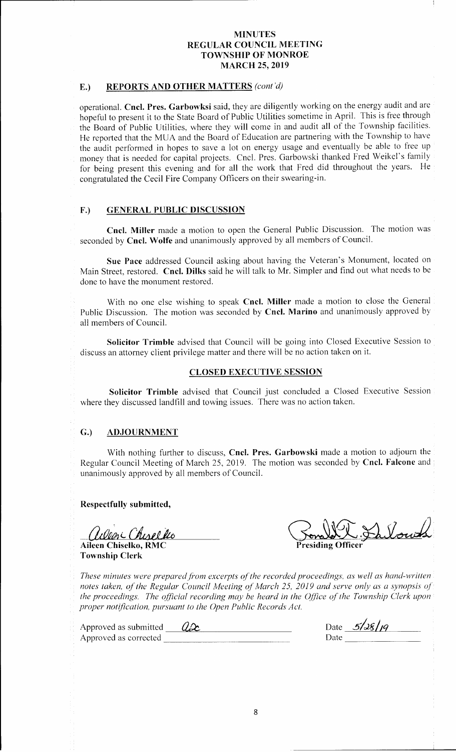# MINUTES
# REGULAR COUNCIL MEETING
# TOWNSHIP OF MONROE
# MARCH 25, 2019

## E.) REPORTS AND OTHER MATTERS *(cont'd)*

operational. **Cncl. Pres. Garbowksi** said, they are diligently working on the energy audit and are hopeful to present it to the State Board of Public Utilities sometime in April. This is free through the Board of Public Utilities, where they will come in and audit all of the Township facilities. He reported that the MUA and the Board of Education are partnering with the Township to have the audit performed in hopes to save a lot on energy usage and eventually be able to free up money that is needed for capital projects. Cncl. Pres. Garbowski thanked Fred Weikel's family for being present this evening and for all the work that Fred did throughout the years. He congratulated the Cecil Fire Company Officers on their swearing-in.

## F.) GENERAL PUBLIC DISCUSSION

**Cncl. Miller** made a motion to open the General Public Discussion. The motion was seconded by **Cncl. Wolfe** and unanimously approved by all members of Council.

**Sue Pace** addressed Council asking about having the Veteran's Monument, located on Main Street, restored. **Cncl. Dilks** said he will talk to Mr. Simpler and find out what needs to be done to have the monument restored.

With no one else wishing to speak **Cncl. Miller** made a motion to close the General Public Discussion. The motion was seconded by **Cncl. Marino** and unanimously approved by all members of Council.

**Solicitor Trimble** advised that Council will be going into Closed Executive Session to discuss an attorney client privilege matter and there will be no action taken on it.

### CLOSED EXECUTIVE SESSION

**Solicitor Trimble** advised that Council just concluded a Closed Executive Session where they discussed landfill and towing issues. There was no action taken.

## G.) ADJOURNMENT

With nothing further to discuss, **Cncl. Pres. Garbowski** made a motion to adjourn the Regular Council Meeting of March 25, 2019. The motion was seconded by **Cncl. Falcone** and unanimously approved by all members of Council.

**Respectfully submitted,**

Aileen Chiselko

**Aileen Chiselko, RMC**
**Township Clerk**

**Presiding Officer**

*These minutes were prepared from excerpts of the recorded proceedings, as well as hand-written notes taken, of the Regular Council Meeting of March 25, 2019 and serve only as a synopsis of the proceedings. The official recording may be heard in the Office of the Township Clerk upon proper notification, pursuant to the Open Public Records Act.*

Approved as submitted AC　　　　Date 5/28/19

Approved as corrected ________　　　　Date ________